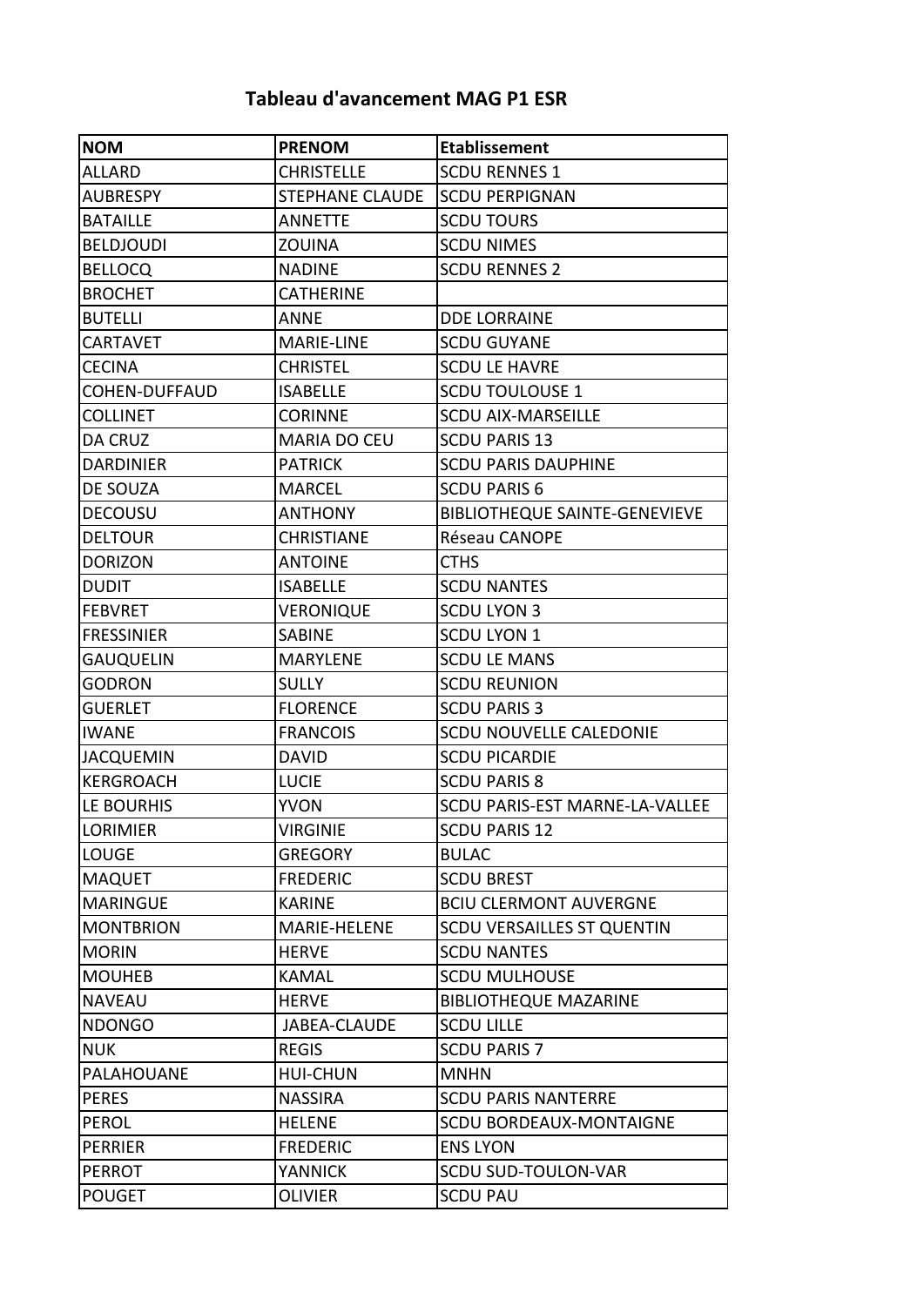## Tableau d'avancement MAG P1 ESR

| NOM | PRENOM | Etablissement |
|---|---|---|
| ALLARD | CHRISTELLE | SCDU RENNES 1 |
| AUBRESPY | STEPHANE CLAUDE | SCDU PERPIGNAN |
| BATAILLE | ANNETTE | SCDU TOURS |
| BELDJOUDI | ZOUINA | SCDU NIMES |
| BELLOCQ | NADINE | SCDU RENNES 2 |
| BROCHET | CATHERINE | |
| BUTELLI | ANNE | DDE LORRAINE |
| CARTAVET | MARIE-LINE | SCDU GUYANE |
| CECINA | CHRISTEL | SCDU LE HAVRE |
| COHEN-DUFFAUD | ISABELLE | SCDU TOULOUSE 1 |
| COLLINET | CORINNE | SCDU AIX-MARSEILLE |
| DA CRUZ | MARIA DO CEU | SCDU PARIS 13 |
| DARDINIER | PATRICK | SCDU PARIS DAUPHINE |
| DE SOUZA | MARCEL | SCDU PARIS 6 |
| DECOUSU | ANTHONY | BIBLIOTHEQUE SAINTE-GENEVIEVE |
| DELTOUR | CHRISTIANE | Réseau CANOPE |
| DORIZON | ANTOINE | CTHS |
| DUDIT | ISABELLE | SCDU NANTES |
| FEBVRET | VERONIQUE | SCDU LYON 3 |
| FRESSINIER | SABINE | SCDU LYON 1 |
| GAUQUELIN | MARYLENE | SCDU LE MANS |
| GODRON | SULLY | SCDU REUNION |
| GUERLET | FLORENCE | SCDU PARIS 3 |
| IWANE | FRANCOIS | SCDU NOUVELLE CALEDONIE |
| JACQUEMIN | DAVID | SCDU PICARDIE |
| KERGROACH | LUCIE | SCDU PARIS 8 |
| LE BOURHIS | YVON | SCDU PARIS-EST MARNE-LA-VALLEE |
| LORIMIER | VIRGINIE | SCDU PARIS 12 |
| LOUGE | GREGORY | BULAC |
| MAQUET | FREDERIC | SCDU BREST |
| MARINGUE | KARINE | BCIU CLERMONT AUVERGNE |
| MONTBRION | MARIE-HELENE | SCDU VERSAILLES ST QUENTIN |
| MORIN | HERVE | SCDU NANTES |
| MOUHEB | KAMAL | SCDU MULHOUSE |
| NAVEAU | HERVE | BIBLIOTHEQUE MAZARINE |
| NDONGO | JABEA-CLAUDE | SCDU LILLE |
| NUK | REGIS | SCDU PARIS 7 |
| PALAHOUANE | HUI-CHUN | MNHN |
| PERES | NASSIRA | SCDU PARIS NANTERRE |
| PEROL | HELENE | SCDU BORDEAUX-MONTAIGNE |
| PERRIER | FREDERIC | ENS LYON |
| PERROT | YANNICK | SCDU SUD-TOULON-VAR |
| POUGET | OLIVIER | SCDU PAU |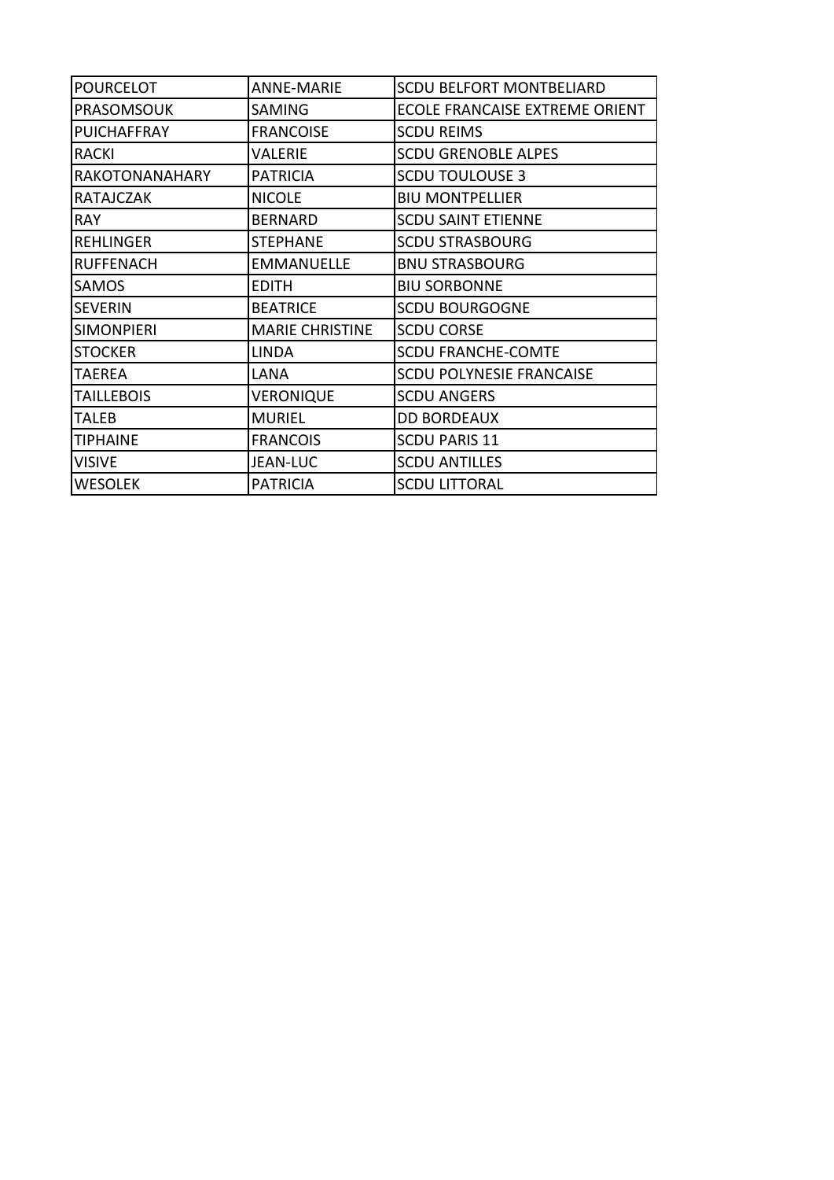| | | |
|---|---|---|
| POURCELOT | ANNE-MARIE | SCDU BELFORT MONTBELIARD |
| PRASOMSOUK | SAMING | ECOLE FRANCAISE EXTREME ORIENT |
| PUICHAFFRAY | FRANCOISE | SCDU REIMS |
| RACKI | VALERIE | SCDU GRENOBLE ALPES |
| RAKOTONANAHARY | PATRICIA | SCDU TOULOUSE 3 |
| RATAJCZAK | NICOLE | BIU MONTPELLIER |
| RAY | BERNARD | SCDU SAINT ETIENNE |
| REHLINGER | STEPHANE | SCDU STRASBOURG |
| RUFFENACH | EMMANUELLE | BNU STRASBOURG |
| SAMOS | EDITH | BIU SORBONNE |
| SEVERIN | BEATRICE | SCDU BOURGOGNE |
| SIMONPIERI | MARIE CHRISTINE | SCDU CORSE |
| STOCKER | LINDA | SCDU FRANCHE-COMTE |
| TAEREA | LANA | SCDU POLYNESIE FRANCAISE |
| TAILLEBOIS | VERONIQUE | SCDU ANGERS |
| TALEB | MURIEL | DD BORDEAUX |
| TIPHAINE | FRANCOIS | SCDU PARIS 11 |
| VISIVE | JEAN-LUC | SCDU ANTILLES |
| WESOLEK | PATRICIA | SCDU LITTORAL |